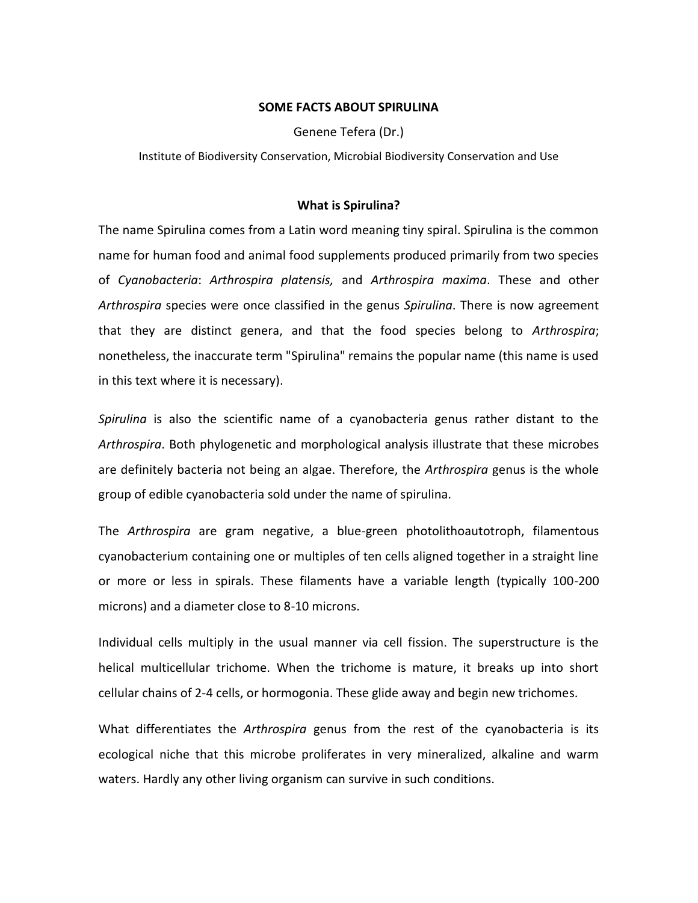# SOME FACTS ABOUT SPIRULINA

Genene Tefera (Dr.)

Institute of Biodiversity Conservation, Microbial Biodiversity Conservation and Use

## What is Spirulina?

The name Spirulina comes from a Latin word meaning tiny spiral. Spirulina is the common name for human food and animal food supplements produced primarily from two species of *Cyanobacteria*: *Arthrospira platensis,* and *Arthrospira maxima*. These and other *Arthrospira* species were once classified in the genus *Spirulina*. There is now agreement that they are distinct genera, and that the food species belong to *Arthrospira*; nonetheless, the inaccurate term "Spirulina" remains the popular name (this name is used in this text where it is necessary).

*Spirulina* is also the scientific name of a cyanobacteria genus rather distant to the *Arthrospira*. Both phylogenetic and morphological analysis illustrate that these microbes are definitely bacteria not being an algae. Therefore, the *Arthrospira* genus is the whole group of edible cyanobacteria sold under the name of spirulina.

The *Arthrospira* are gram negative, a blue-green photolithoautotroph, filamentous cyanobacterium containing one or multiples of ten cells aligned together in a straight line or more or less in spirals. These filaments have a variable length (typically 100-200 microns) and a diameter close to 8-10 microns.

Individual cells multiply in the usual manner via cell fission. The superstructure is the helical multicellular trichome. When the trichome is mature, it breaks up into short cellular chains of 2-4 cells, or hormogonia. These glide away and begin new trichomes.

What differentiates the *Arthrospira* genus from the rest of the cyanobacteria is its ecological niche that this microbe proliferates in very mineralized, alkaline and warm waters. Hardly any other living organism can survive in such conditions.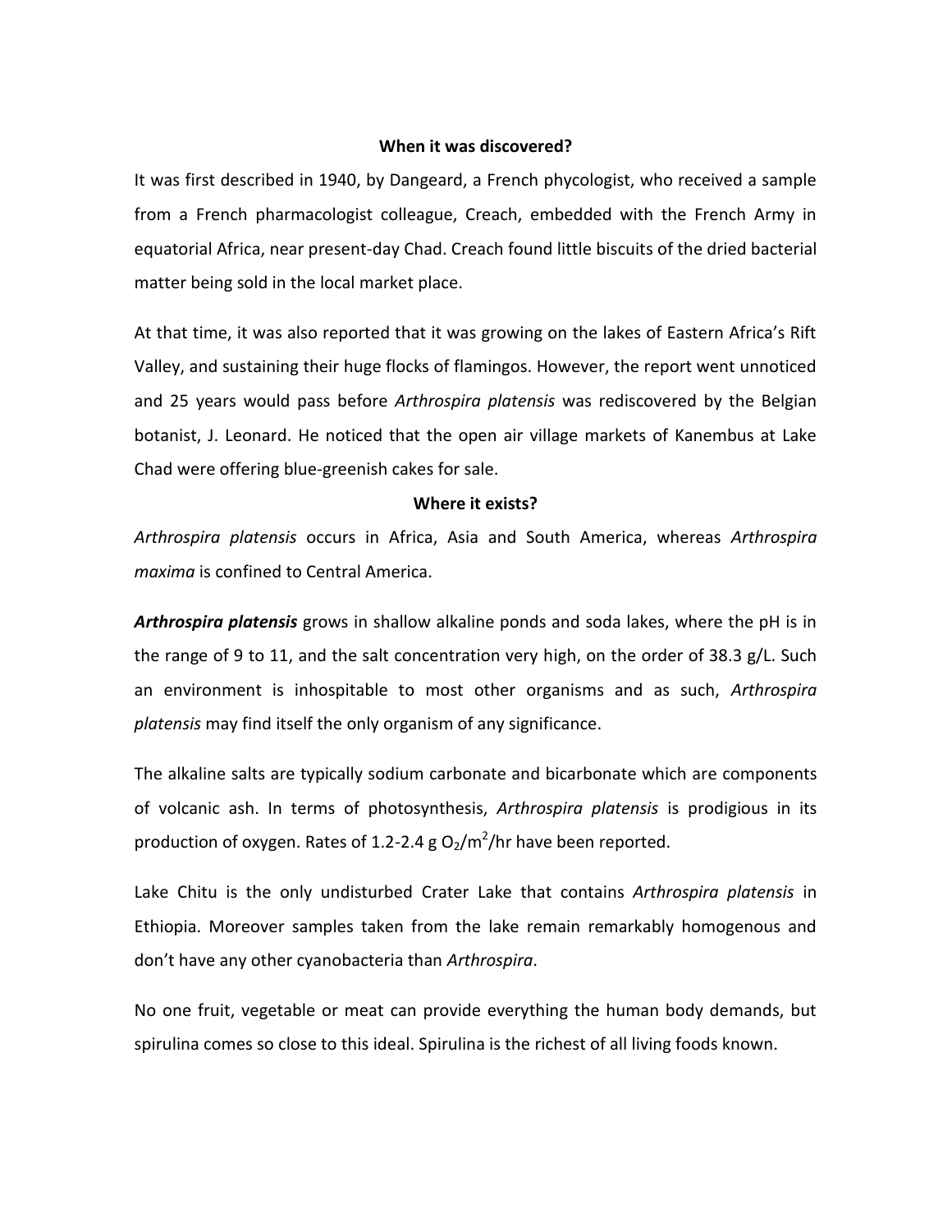## When it was discovered?

It was first described in 1940, by Dangeard, a French phycologist, who received a sample from a French pharmacologist colleague, Creach, embedded with the French Army in equatorial Africa, near present-day Chad. Creach found little biscuits of the dried bacterial matter being sold in the local market place.

At that time, it was also reported that it was growing on the lakes of Eastern Africa's Rift Valley, and sustaining their huge flocks of flamingos. However, the report went unnoticed and 25 years would pass before *Arthrospira platensis* was rediscovered by the Belgian botanist, J. Leonard. He noticed that the open air village markets of Kanembus at Lake Chad were offering blue-greenish cakes for sale.

## Where it exists?

*Arthrospira platensis* occurs in Africa, Asia and South America, whereas *Arthrospira maxima* is confined to Central America.

***Arthrospira platensis*** grows in shallow alkaline ponds and soda lakes, where the pH is in the range of 9 to 11, and the salt concentration very high, on the order of 38.3 g/L. Such an environment is inhospitable to most other organisms and as such, *Arthrospira platensis* may find itself the only organism of any significance.

The alkaline salts are typically sodium carbonate and bicarbonate which are components of volcanic ash. In terms of photosynthesis, *Arthrospira platensis* is prodigious in its production of oxygen. Rates of 1.2-2.4 g $O_2/m^2$/hr have been reported.

Lake Chitu is the only undisturbed Crater Lake that contains *Arthrospira platensis* in Ethiopia. Moreover samples taken from the lake remain remarkably homogenous and don't have any other cyanobacteria than *Arthrospira*.

No one fruit, vegetable or meat can provide everything the human body demands, but spirulina comes so close to this ideal. Spirulina is the richest of all living foods known.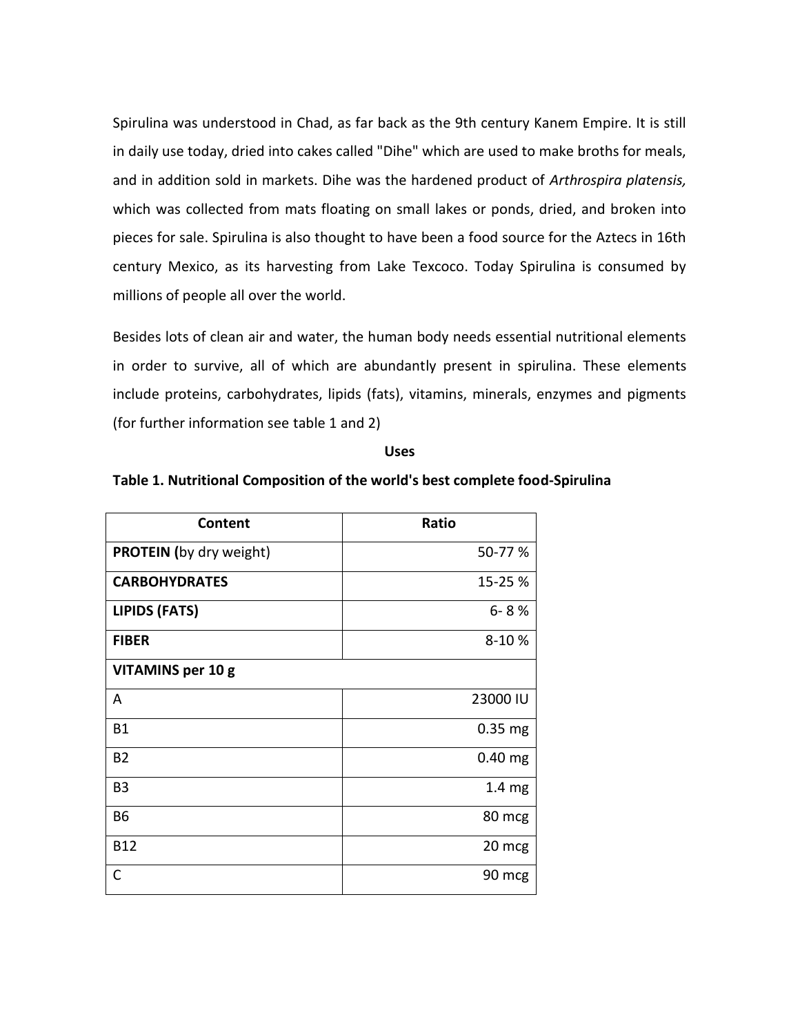Spirulina was understood in Chad, as far back as the 9th century Kanem Empire. It is still in daily use today, dried into cakes called "Dihe" which are used to make broths for meals, and in addition sold in markets. Dihe was the hardened product of *Arthrospira platensis,* which was collected from mats floating on small lakes or ponds, dried, and broken into pieces for sale. Spirulina is also thought to have been a food source for the Aztecs in 16th century Mexico, as its harvesting from Lake Texcoco. Today Spirulina is consumed by millions of people all over the world.

Besides lots of clean air and water, the human body needs essential nutritional elements in order to survive, all of which are abundantly present in spirulina. These elements include proteins, carbohydrates, lipids (fats), vitamins, minerals, enzymes and pigments (for further information see table 1 and 2)

**Uses**

**Table 1. Nutritional Composition of the world's best complete food-Spirulina**

| Content | Ratio |
|---|---:|
| **PROTEIN (**by dry weight) | 50-77 % |
| **CARBOHYDRATES** | 15-25 % |
| **LIPIDS (FATS)** | 6- 8 % |
| **FIBER** | 8-10 % |
| **VITAMINS per 10 g** | |
| A | 23000 IU |
| B1 | 0.35 mg |
| B2 | 0.40 mg |
| B3 | 1.4 mg |
| B6 | 80 mcg |
| B12 | 20 mcg |
| C | 90 mcg |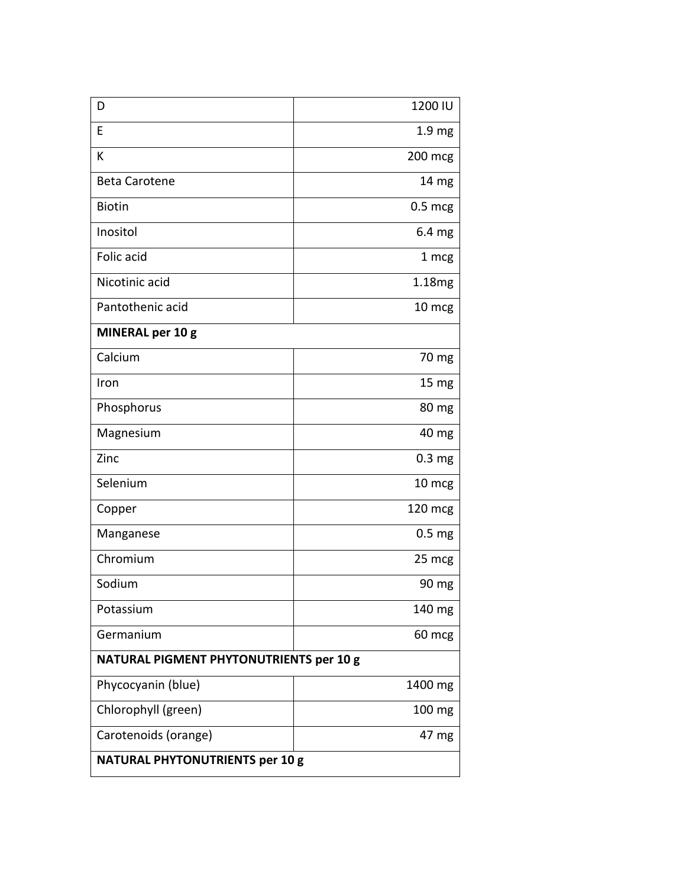| | |
|---|---|
| D | 1200 IU |
| E | 1.9 mg |
| K | 200 mcg |
| Beta Carotene | 14 mg |
| Biotin | 0.5 mcg |
| Inositol | 6.4 mg |
| Folic acid | 1 mcg |
| Nicotinic acid | 1.18mg |
| Pantothenic acid | 10 mcg |
| **MINERAL per 10 g** | |
| Calcium | 70 mg |
| Iron | 15 mg |
| Phosphorus | 80 mg |
| Magnesium | 40 mg |
| Zinc | 0.3 mg |
| Selenium | 10 mcg |
| Copper | 120 mcg |
| Manganese | 0.5 mg |
| Chromium | 25 mcg |
| Sodium | 90 mg |
| Potassium | 140 mg |
| Germanium | 60 mcg |
| **NATURAL PIGMENT PHYTONUTRIENTS per 10 g** | |
| Phycocyanin (blue) | 1400 mg |
| Chlorophyll (green) | 100 mg |
| Carotenoids (orange) | 47 mg |
| **NATURAL PHYTONUTRIENTS per 10 g** | |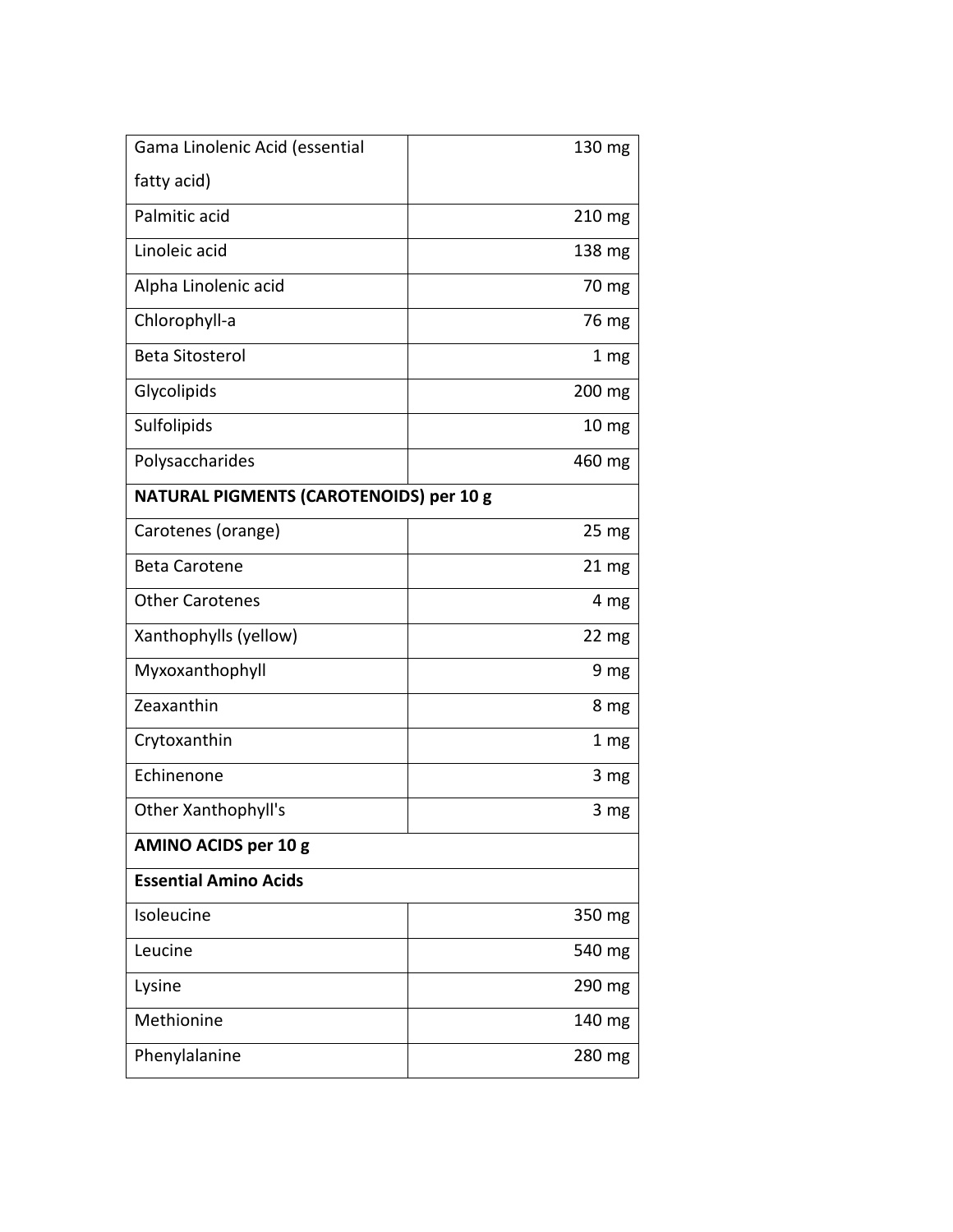| | |
|---|---|
| Gama Linolenic Acid (essential fatty acid) | 130 mg |
| Palmitic acid | 210 mg |
| Linoleic acid | 138 mg |
| Alpha Linolenic acid | 70 mg |
| Chlorophyll-a | 76 mg |
| Beta Sitosterol | 1 mg |
| Glycolipids | 200 mg |
| Sulfolipids | 10 mg |
| Polysaccharides | 460 mg |
| **NATURAL PIGMENTS (CAROTENOIDS) per 10 g** | |
| Carotenes (orange) | 25 mg |
| Beta Carotene | 21 mg |
| Other Carotenes | 4 mg |
| Xanthophylls (yellow) | 22 mg |
| Myxoxanthophyll | 9 mg |
| Zeaxanthin | 8 mg |
| Crytoxanthin | 1 mg |
| Echinenone | 3 mg |
| Other Xanthophyll's | 3 mg |
| **AMINO ACIDS per 10 g** | |
| **Essential Amino Acids** | |
| Isoleucine | 350 mg |
| Leucine | 540 mg |
| Lysine | 290 mg |
| Methionine | 140 mg |
| Phenylalanine | 280 mg |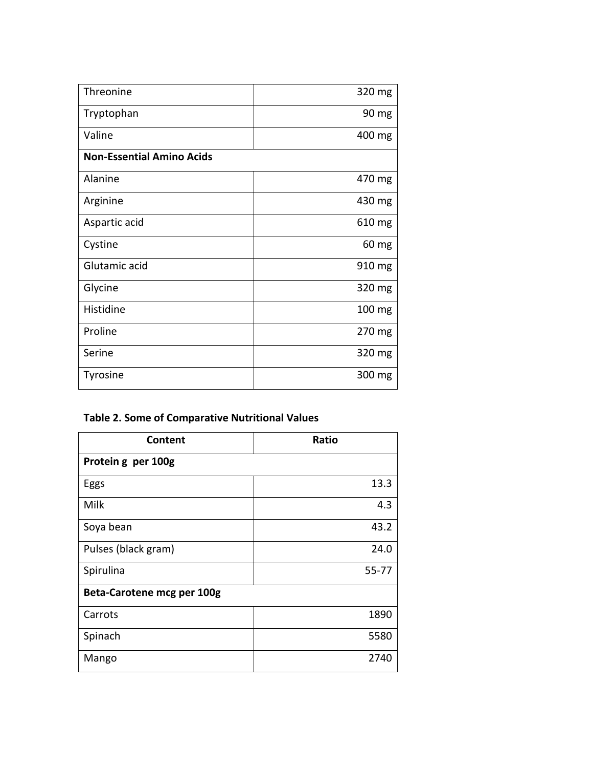| | |
|---|---|
| Threonine | 320 mg |
| Tryptophan | 90 mg |
| Valine | 400 mg |
| **Non-Essential Amino Acids** | |
| Alanine | 470 mg |
| Arginine | 430 mg |
| Aspartic acid | 610 mg |
| Cystine | 60 mg |
| Glutamic acid | 910 mg |
| Glycine | 320 mg |
| Histidine | 100 mg |
| Proline | 270 mg |
| Serine | 320 mg |
| Tyrosine | 300 mg |

**Table 2. Some of Comparative Nutritional Values**

| Content | Ratio |
|---|---|
| **Protein g per 100g** | |
| Eggs | 13.3 |
| Milk | 4.3 |
| Soya bean | 43.2 |
| Pulses (black gram) | 24.0 |
| Spirulina | 55-77 |
| **Beta-Carotene mcg per 100g** | |
| Carrots | 1890 |
| Spinach | 5580 |
| Mango | 2740 |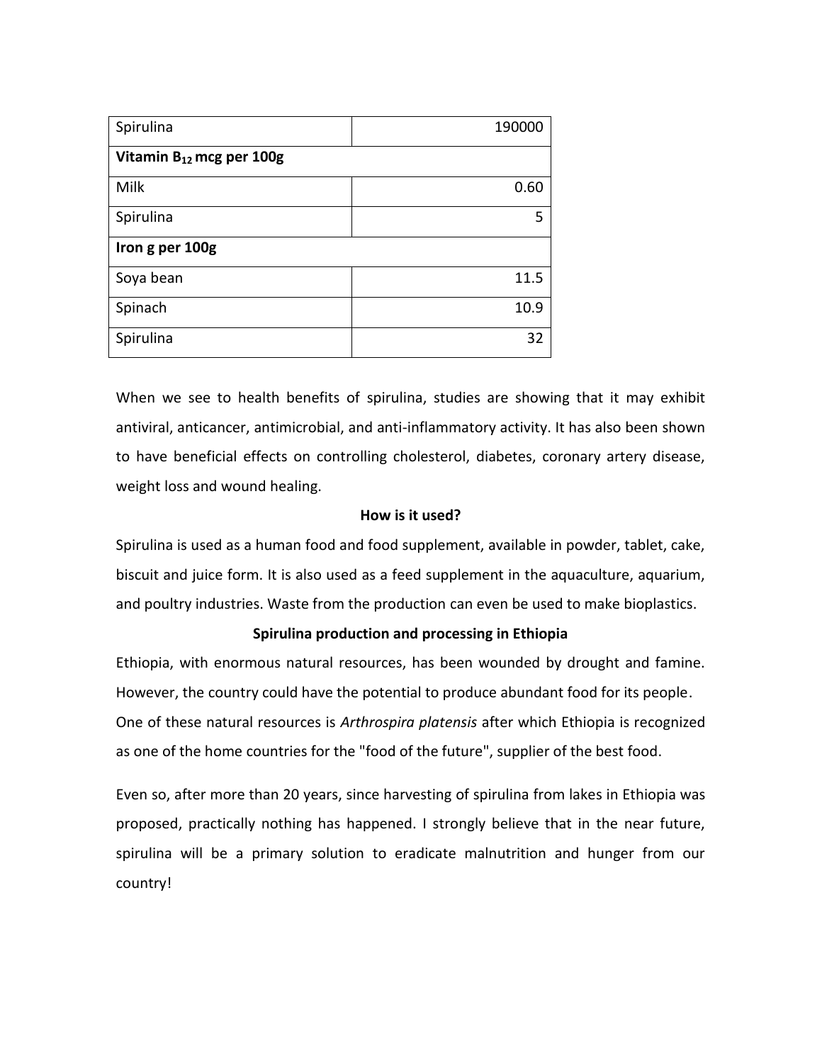| | |
|---|---|
| Spirulina | 190000 |
| **Vitamin $B_{12}$ mcg per 100g** | |
| Milk | 0.60 |
| Spirulina | 5 |
| **Iron g per 100g** | |
| Soya bean | 11.5 |
| Spinach | 10.9 |
| Spirulina | 32 |

When we see to health benefits of spirulina, studies are showing that it may exhibit antiviral, anticancer, antimicrobial, and anti-inflammatory activity. It has also been shown to have beneficial effects on controlling cholesterol, diabetes, coronary artery disease, weight loss and wound healing.

**How is it used?**

Spirulina is used as a human food and food supplement, available in powder, tablet, cake, biscuit and juice form. It is also used as a feed supplement in the aquaculture, aquarium, and poultry industries. Waste from the production can even be used to make bioplastics.

**Spirulina production and processing in Ethiopia**

Ethiopia, with enormous natural resources, has been wounded by drought and famine. However, the country could have the potential to produce abundant food for its people. One of these natural resources is *Arthrospira platensis* after which Ethiopia is recognized as one of the home countries for the "food of the future", supplier of the best food.

Even so, after more than 20 years, since harvesting of spirulina from lakes in Ethiopia was proposed, practically nothing has happened. I strongly believe that in the near future, spirulina will be a primary solution to eradicate malnutrition and hunger from our country!